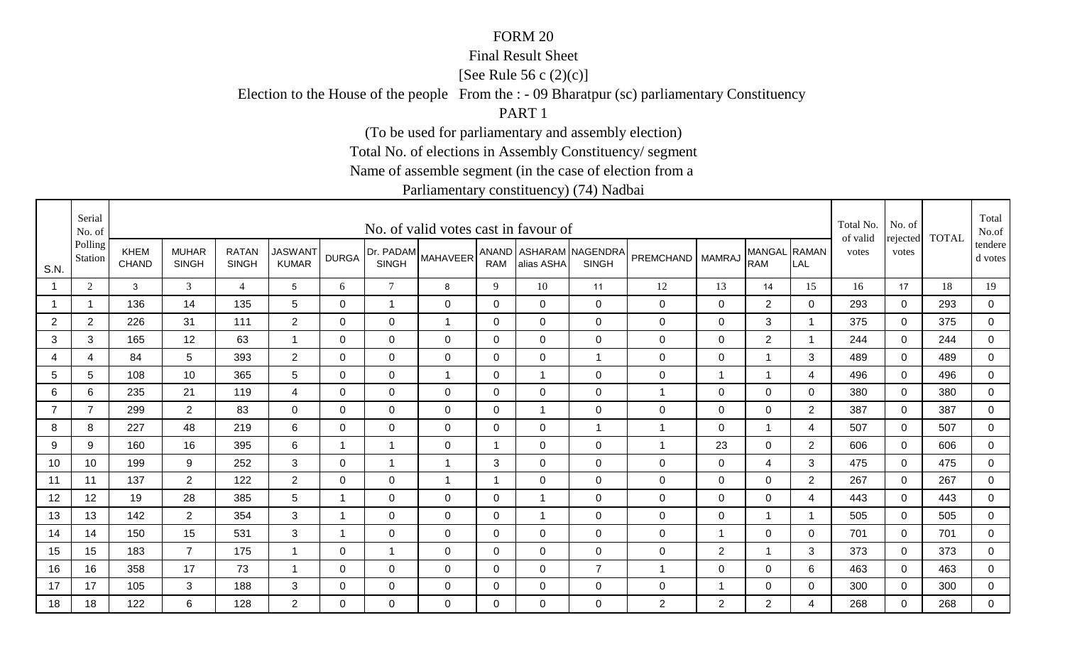FORM 20

Final Result Sheet

[See Rule 56 c (2)(c)]

Election to the House of the people From the : - 09 Bharatpur (sc) parliamentary Constituency

PART 1

(To be used for parliamentary and assembly election)

Total No. of elections in Assembly Constituency/ segment

Name of assemble segment (in the case of election from a

Parliamentary constituency) (74) Nadbai

| S.N. | Serial No. of Polling Station | No. of valid votes cast in favour of | | | | | | | | | | | | | | Total No. of valid votes | No. of rejected votes | TOTAL | Total No.of tendered votes |
|---|---|---|---|---|---|---|---|---|---|---|---|---|---|---|---|---|---|---|---|
| | | KHEM CHAND | MUHAR SINGH | RATAN SINGH | JASWANT KUMAR | DURGA | Dr. PADAM SINGH | MAHAVEER | ANAND RAM | ASHARAM alias ASHA | NAGENDRA SINGH | PREMCHAND | MAMRAJ | MANGAL RAM | RAMAN LAL | | | | |
| 1 | 2 | 3 | 3 | 4 | 5 | 6 | 7 | 8 | 9 | 10 | 11 | 12 | 13 | 14 | 15 | 16 | 17 | 18 | 19 |
| 1 | 1 | 136 | 14 | 135 | 5 | 0 | 1 | 0 | 0 | 0 | 0 | 0 | 0 | 2 | 0 | 293 | 0 | 293 | 0 |
| 2 | 2 | 226 | 31 | 111 | 2 | 0 | 0 | 1 | 0 | 0 | 0 | 0 | 0 | 3 | 1 | 375 | 0 | 375 | 0 |
| 3 | 3 | 165 | 12 | 63 | 1 | 0 | 0 | 0 | 0 | 0 | 0 | 0 | 0 | 2 | 1 | 244 | 0 | 244 | 0 |
| 4 | 4 | 84 | 5 | 393 | 2 | 0 | 0 | 0 | 0 | 0 | 1 | 0 | 0 | 1 | 3 | 489 | 0 | 489 | 0 |
| 5 | 5 | 108 | 10 | 365 | 5 | 0 | 0 | 1 | 0 | 1 | 0 | 0 | 1 | 1 | 4 | 496 | 0 | 496 | 0 |
| 6 | 6 | 235 | 21 | 119 | 4 | 0 | 0 | 0 | 0 | 0 | 0 | 1 | 0 | 0 | 0 | 380 | 0 | 380 | 0 |
| 7 | 7 | 299 | 2 | 83 | 0 | 0 | 0 | 0 | 0 | 1 | 0 | 0 | 0 | 0 | 2 | 387 | 0 | 387 | 0 |
| 8 | 8 | 227 | 48 | 219 | 6 | 0 | 0 | 0 | 0 | 0 | 1 | 1 | 0 | 1 | 4 | 507 | 0 | 507 | 0 |
| 9 | 9 | 160 | 16 | 395 | 6 | 1 | 1 | 0 | 1 | 0 | 0 | 1 | 23 | 0 | 2 | 606 | 0 | 606 | 0 |
| 10 | 10 | 199 | 9 | 252 | 3 | 0 | 1 | 1 | 3 | 0 | 0 | 0 | 0 | 4 | 3 | 475 | 0 | 475 | 0 |
| 11 | 11 | 137 | 2 | 122 | 2 | 0 | 0 | 1 | 1 | 0 | 0 | 0 | 0 | 0 | 2 | 267 | 0 | 267 | 0 |
| 12 | 12 | 19 | 28 | 385 | 5 | 1 | 0 | 0 | 0 | 1 | 0 | 0 | 0 | 0 | 4 | 443 | 0 | 443 | 0 |
| 13 | 13 | 142 | 2 | 354 | 3 | 1 | 0 | 0 | 0 | 1 | 0 | 0 | 0 | 1 | 1 | 505 | 0 | 505 | 0 |
| 14 | 14 | 150 | 15 | 531 | 3 | 1 | 0 | 0 | 0 | 0 | 0 | 0 | 1 | 0 | 0 | 701 | 0 | 701 | 0 |
| 15 | 15 | 183 | 7 | 175 | 1 | 0 | 1 | 0 | 0 | 0 | 0 | 0 | 2 | 1 | 3 | 373 | 0 | 373 | 0 |
| 16 | 16 | 358 | 17 | 73 | 1 | 0 | 0 | 0 | 0 | 0 | 7 | 1 | 0 | 0 | 6 | 463 | 0 | 463 | 0 |
| 17 | 17 | 105 | 3 | 188 | 3 | 0 | 0 | 0 | 0 | 0 | 0 | 0 | 1 | 0 | 0 | 300 | 0 | 300 | 0 |
| 18 | 18 | 122 | 6 | 128 | 2 | 0 | 0 | 0 | 0 | 0 | 0 | 2 | 2 | 2 | 4 | 268 | 0 | 268 | 0 |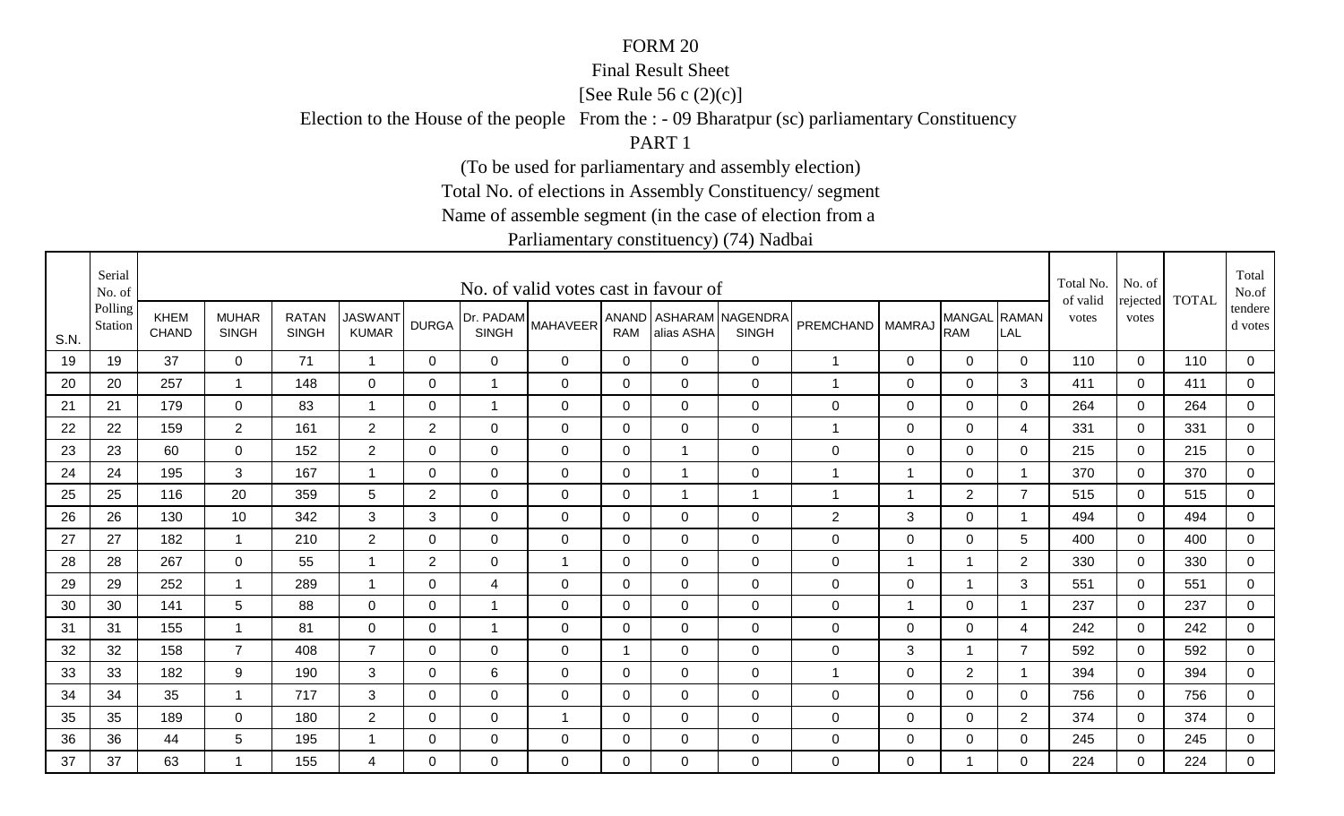FORM 20

Final Result Sheet

[See Rule 56 c (2)(c)]

Election to the House of the people From the : - 09 Bharatpur (sc) parliamentary Constituency

PART 1

(To be used for parliamentary and assembly election)

Total No. of elections in Assembly Constituency/ segment

Name of assemble segment (in the case of election from a Parliamentary constituency) (74) Nadbai

| S.N. | Serial No. of Polling Station | No. of valid votes cast in favour of | | | | | | | | | | | | | | Total No. of valid votes | No. of rejected votes | TOTAL | Total No.of tendered votes |
|---|---|---|---|---|---|---|---|---|---|---|---|---|---|---|---|---|---|---|---|
| | | KHEM CHAND | MUHAR SINGH | RATAN SINGH | JASWANT KUMAR | DURGA | Dr. PADAM SINGH | MAHAVEER | ANAND RAM | ASHARAM alias ASHA | NAGENDRA SINGH | PREMCHAND | MAMRAJ | MANGAL RAM | RAMAN LAL | | | | |
| 19 | 19 | 37 | 0 | 71 | 1 | 0 | 0 | 0 | 0 | 0 | 0 | 1 | 0 | 0 | 0 | 110 | 0 | 110 | 0 |
| 20 | 20 | 257 | 1 | 148 | 0 | 0 | 1 | 0 | 0 | 0 | 0 | 1 | 0 | 0 | 3 | 411 | 0 | 411 | 0 |
| 21 | 21 | 179 | 0 | 83 | 1 | 0 | 1 | 0 | 0 | 0 | 0 | 0 | 0 | 0 | 0 | 264 | 0 | 264 | 0 |
| 22 | 22 | 159 | 2 | 161 | 2 | 2 | 0 | 0 | 0 | 0 | 0 | 1 | 0 | 0 | 4 | 331 | 0 | 331 | 0 |
| 23 | 23 | 60 | 0 | 152 | 2 | 0 | 0 | 0 | 0 | 1 | 0 | 0 | 0 | 0 | 0 | 215 | 0 | 215 | 0 |
| 24 | 24 | 195 | 3 | 167 | 1 | 0 | 0 | 0 | 0 | 1 | 0 | 1 | 1 | 0 | 1 | 370 | 0 | 370 | 0 |
| 25 | 25 | 116 | 20 | 359 | 5 | 2 | 0 | 0 | 0 | 1 | 1 | 1 | 1 | 2 | 7 | 515 | 0 | 515 | 0 |
| 26 | 26 | 130 | 10 | 342 | 3 | 3 | 0 | 0 | 0 | 0 | 0 | 2 | 3 | 0 | 1 | 494 | 0 | 494 | 0 |
| 27 | 27 | 182 | 1 | 210 | 2 | 0 | 0 | 0 | 0 | 0 | 0 | 0 | 0 | 0 | 5 | 400 | 0 | 400 | 0 |
| 28 | 28 | 267 | 0 | 55 | 1 | 2 | 0 | 1 | 0 | 0 | 0 | 0 | 1 | 1 | 2 | 330 | 0 | 330 | 0 |
| 29 | 29 | 252 | 1 | 289 | 1 | 0 | 4 | 0 | 0 | 0 | 0 | 0 | 0 | 1 | 3 | 551 | 0 | 551 | 0 |
| 30 | 30 | 141 | 5 | 88 | 0 | 0 | 1 | 0 | 0 | 0 | 0 | 0 | 1 | 0 | 1 | 237 | 0 | 237 | 0 |
| 31 | 31 | 155 | 1 | 81 | 0 | 0 | 1 | 0 | 0 | 0 | 0 | 0 | 0 | 0 | 4 | 242 | 0 | 242 | 0 |
| 32 | 32 | 158 | 7 | 408 | 7 | 0 | 0 | 0 | 1 | 0 | 0 | 0 | 3 | 1 | 7 | 592 | 0 | 592 | 0 |
| 33 | 33 | 182 | 9 | 190 | 3 | 0 | 6 | 0 | 0 | 0 | 0 | 1 | 0 | 2 | 1 | 394 | 0 | 394 | 0 |
| 34 | 34 | 35 | 1 | 717 | 3 | 0 | 0 | 0 | 0 | 0 | 0 | 0 | 0 | 0 | 0 | 756 | 0 | 756 | 0 |
| 35 | 35 | 189 | 0 | 180 | 2 | 0 | 0 | 1 | 0 | 0 | 0 | 0 | 0 | 0 | 2 | 374 | 0 | 374 | 0 |
| 36 | 36 | 44 | 5 | 195 | 1 | 0 | 0 | 0 | 0 | 0 | 0 | 0 | 0 | 0 | 0 | 245 | 0 | 245 | 0 |
| 37 | 37 | 63 | 1 | 155 | 4 | 0 | 0 | 0 | 0 | 0 | 0 | 0 | 0 | 1 | 0 | 224 | 0 | 224 | 0 |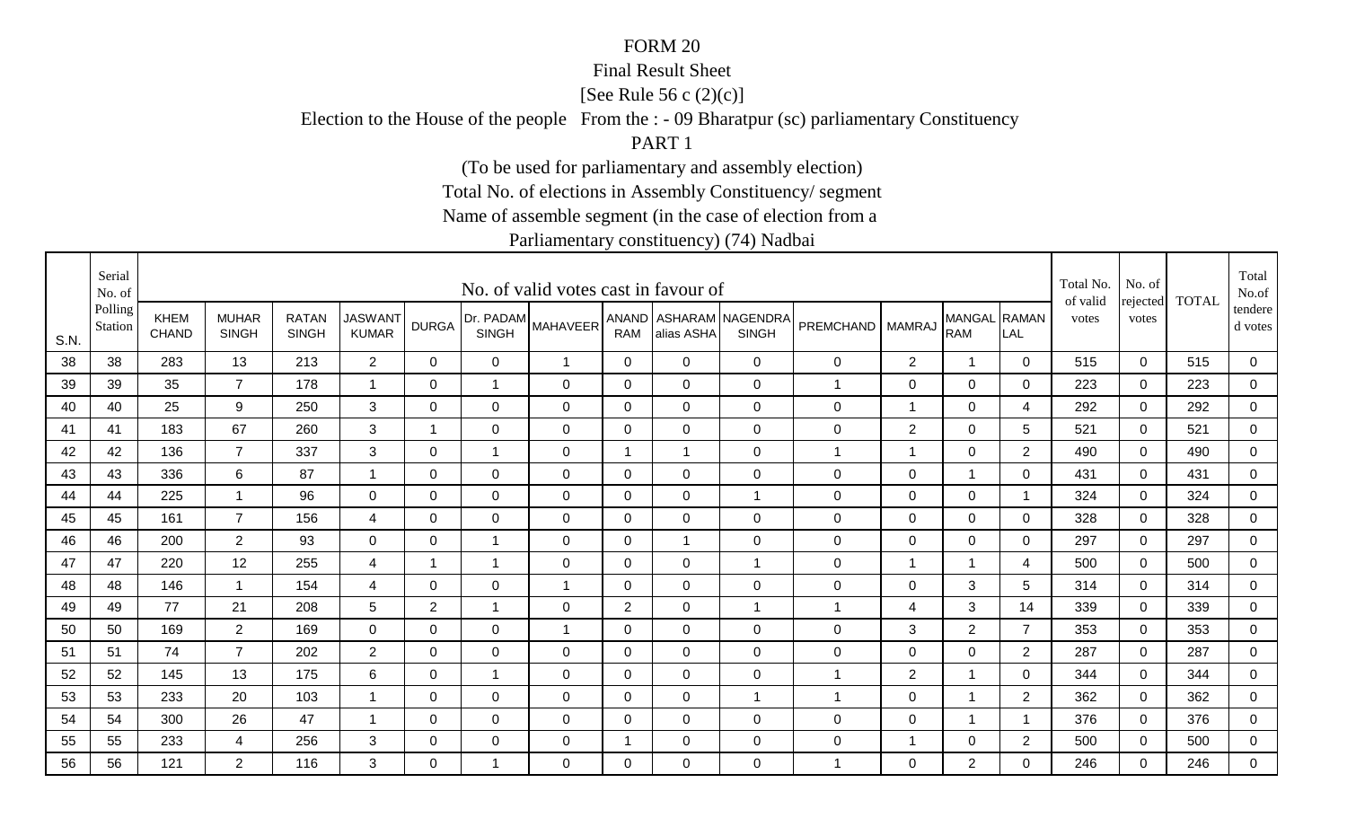FORM 20

Final Result Sheet

[See Rule 56 c (2)(c)]

Election to the House of the people From the : - 09 Bharatpur (sc) parliamentary Constituency

PART 1

(To be used for parliamentary and assembly election)

Total No. of elections in Assembly Constituency/ segment

Name of assemble segment (in the case of election from a

Parliamentary constituency) (74) Nadbai

| S.N. | Serial No. of Polling Station | No. of valid votes cast in favour of | | | | | | | | | | | | | | Total No. of valid votes | No. of rejected votes | TOTAL | Total No.of tendered votes |
|---|---|---|---|---|---|---|---|---|---|---|---|---|---|---|---|---|---|---|---|
| | | KHEM CHAND | MUHAR SINGH | RATAN SINGH | JASWANT KUMAR | DURGA | Dr. PADAM SINGH | MAHAVEER | ANAND RAM | ASHARAM alias ASHA | NAGENDRA SINGH | PREMCHAND | MAMRAJ | MANGAL RAM | RAMAN LAL | | | | |
| 38 | 38 | 283 | 13 | 213 | 2 | 0 | 0 | 1 | 0 | 0 | 0 | 0 | 2 | 1 | 0 | 515 | 0 | 515 | 0 |
| 39 | 39 | 35 | 7 | 178 | 1 | 0 | 1 | 0 | 0 | 0 | 0 | 1 | 0 | 0 | 0 | 223 | 0 | 223 | 0 |
| 40 | 40 | 25 | 9 | 250 | 3 | 0 | 0 | 0 | 0 | 0 | 0 | 0 | 1 | 0 | 4 | 292 | 0 | 292 | 0 |
| 41 | 41 | 183 | 67 | 260 | 3 | 1 | 0 | 0 | 0 | 0 | 0 | 0 | 2 | 0 | 5 | 521 | 0 | 521 | 0 |
| 42 | 42 | 136 | 7 | 337 | 3 | 0 | 1 | 0 | 1 | 1 | 0 | 1 | 1 | 0 | 2 | 490 | 0 | 490 | 0 |
| 43 | 43 | 336 | 6 | 87 | 1 | 0 | 0 | 0 | 0 | 0 | 0 | 0 | 0 | 1 | 0 | 431 | 0 | 431 | 0 |
| 44 | 44 | 225 | 1 | 96 | 0 | 0 | 0 | 0 | 0 | 0 | 1 | 0 | 0 | 0 | 1 | 324 | 0 | 324 | 0 |
| 45 | 45 | 161 | 7 | 156 | 4 | 0 | 0 | 0 | 0 | 0 | 0 | 0 | 0 | 0 | 0 | 328 | 0 | 328 | 0 |
| 46 | 46 | 200 | 2 | 93 | 0 | 0 | 1 | 0 | 0 | 1 | 0 | 0 | 0 | 0 | 0 | 297 | 0 | 297 | 0 |
| 47 | 47 | 220 | 12 | 255 | 4 | 1 | 1 | 0 | 0 | 0 | 1 | 0 | 1 | 1 | 4 | 500 | 0 | 500 | 0 |
| 48 | 48 | 146 | 1 | 154 | 4 | 0 | 0 | 1 | 0 | 0 | 0 | 0 | 0 | 3 | 5 | 314 | 0 | 314 | 0 |
| 49 | 49 | 77 | 21 | 208 | 5 | 2 | 1 | 0 | 2 | 0 | 1 | 1 | 4 | 3 | 14 | 339 | 0 | 339 | 0 |
| 50 | 50 | 169 | 2 | 169 | 0 | 0 | 0 | 1 | 0 | 0 | 0 | 0 | 3 | 2 | 7 | 353 | 0 | 353 | 0 |
| 51 | 51 | 74 | 7 | 202 | 2 | 0 | 0 | 0 | 0 | 0 | 0 | 0 | 0 | 0 | 2 | 287 | 0 | 287 | 0 |
| 52 | 52 | 145 | 13 | 175 | 6 | 0 | 1 | 0 | 0 | 0 | 0 | 1 | 2 | 1 | 0 | 344 | 0 | 344 | 0 |
| 53 | 53 | 233 | 20 | 103 | 1 | 0 | 0 | 0 | 0 | 0 | 1 | 1 | 0 | 1 | 2 | 362 | 0 | 362 | 0 |
| 54 | 54 | 300 | 26 | 47 | 1 | 0 | 0 | 0 | 0 | 0 | 0 | 0 | 0 | 1 | 1 | 376 | 0 | 376 | 0 |
| 55 | 55 | 233 | 4 | 256 | 3 | 0 | 0 | 0 | 1 | 0 | 0 | 0 | 1 | 0 | 2 | 500 | 0 | 500 | 0 |
| 56 | 56 | 121 | 2 | 116 | 3 | 0 | 1 | 0 | 0 | 0 | 0 | 1 | 0 | 2 | 0 | 246 | 0 | 246 | 0 |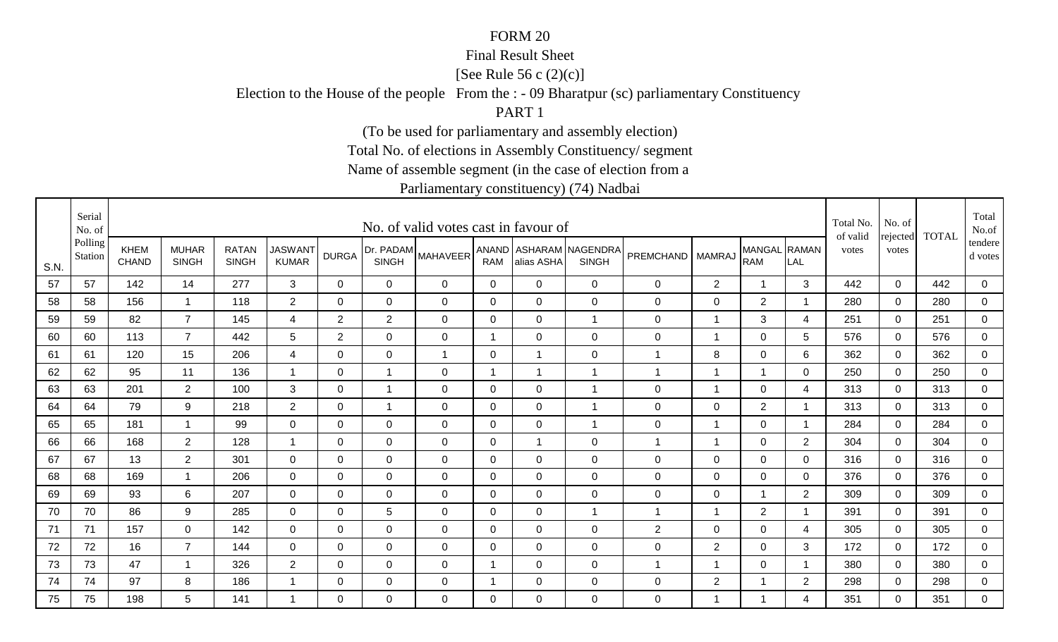# FORM 20

Final Result Sheet

[See Rule 56 c (2)(c)]

Election to the House of the people From the : - 09 Bharatpur (sc) parliamentary Constituency

PART 1

(To be used for parliamentary and assembly election)

Total No. of elections in Assembly Constituency/ segment

Name of assemble segment (in the case of election from a

Parliamentary constituency) (74) Nadbai

| S.N. | Serial No. of Polling Station | No. of valid votes cast in favour of | | | | | | | | | | | | | | Total No. of valid votes | No. of rejected votes | TOTAL | Total No.of tendered votes |
|---|---|---|---|---|---|---|---|---|---|---|---|---|---|---|---|---|---|---|---|
| | | KHEM CHAND | MUHAR SINGH | RATAN SINGH | JASWANT KUMAR | DURGA | Dr. PADAM SINGH | MAHAVEER | ANAND RAM | ASHARAM alias ASHA | NAGENDRA SINGH | PREMCHAND | MAMRAJ | MANGAL RAM | RAMAN LAL | | | | |
| 57 | 57 | 142 | 14 | 277 | 3 | 0 | 0 | 0 | 0 | 0 | 0 | 0 | 2 | 1 | 3 | 442 | 0 | 442 | 0 |
| 58 | 58 | 156 | 1 | 118 | 2 | 0 | 0 | 0 | 0 | 0 | 0 | 0 | 0 | 2 | 1 | 280 | 0 | 280 | 0 |
| 59 | 59 | 82 | 7 | 145 | 4 | 2 | 2 | 0 | 0 | 0 | 1 | 0 | 1 | 3 | 4 | 251 | 0 | 251 | 0 |
| 60 | 60 | 113 | 7 | 442 | 5 | 2 | 0 | 0 | 1 | 0 | 0 | 0 | 1 | 0 | 5 | 576 | 0 | 576 | 0 |
| 61 | 61 | 120 | 15 | 206 | 4 | 0 | 0 | 1 | 0 | 1 | 0 | 1 | 8 | 0 | 6 | 362 | 0 | 362 | 0 |
| 62 | 62 | 95 | 11 | 136 | 1 | 0 | 1 | 0 | 1 | 1 | 1 | 1 | 1 | 1 | 0 | 250 | 0 | 250 | 0 |
| 63 | 63 | 201 | 2 | 100 | 3 | 0 | 1 | 0 | 0 | 0 | 1 | 0 | 1 | 0 | 4 | 313 | 0 | 313 | 0 |
| 64 | 64 | 79 | 9 | 218 | 2 | 0 | 1 | 0 | 0 | 0 | 1 | 0 | 0 | 2 | 1 | 313 | 0 | 313 | 0 |
| 65 | 65 | 181 | 1 | 99 | 0 | 0 | 0 | 0 | 0 | 0 | 1 | 0 | 1 | 0 | 1 | 284 | 0 | 284 | 0 |
| 66 | 66 | 168 | 2 | 128 | 1 | 0 | 0 | 0 | 0 | 1 | 0 | 1 | 1 | 0 | 2 | 304 | 0 | 304 | 0 |
| 67 | 67 | 13 | 2 | 301 | 0 | 0 | 0 | 0 | 0 | 0 | 0 | 0 | 0 | 0 | 0 | 316 | 0 | 316 | 0 |
| 68 | 68 | 169 | 1 | 206 | 0 | 0 | 0 | 0 | 0 | 0 | 0 | 0 | 0 | 0 | 0 | 376 | 0 | 376 | 0 |
| 69 | 69 | 93 | 6 | 207 | 0 | 0 | 0 | 0 | 0 | 0 | 0 | 0 | 0 | 1 | 2 | 309 | 0 | 309 | 0 |
| 70 | 70 | 86 | 9 | 285 | 0 | 0 | 5 | 0 | 0 | 0 | 1 | 1 | 1 | 2 | 1 | 391 | 0 | 391 | 0 |
| 71 | 71 | 157 | 0 | 142 | 0 | 0 | 0 | 0 | 0 | 0 | 0 | 2 | 0 | 0 | 4 | 305 | 0 | 305 | 0 |
| 72 | 72 | 16 | 7 | 144 | 0 | 0 | 0 | 0 | 0 | 0 | 0 | 0 | 2 | 0 | 3 | 172 | 0 | 172 | 0 |
| 73 | 73 | 47 | 1 | 326 | 2 | 0 | 0 | 0 | 1 | 0 | 0 | 1 | 1 | 0 | 1 | 380 | 0 | 380 | 0 |
| 74 | 74 | 97 | 8 | 186 | 1 | 0 | 0 | 0 | 1 | 0 | 0 | 0 | 2 | 1 | 2 | 298 | 0 | 298 | 0 |
| 75 | 75 | 198 | 5 | 141 | 1 | 0 | 0 | 0 | 0 | 0 | 0 | 0 | 1 | 1 | 4 | 351 | 0 | 351 | 0 |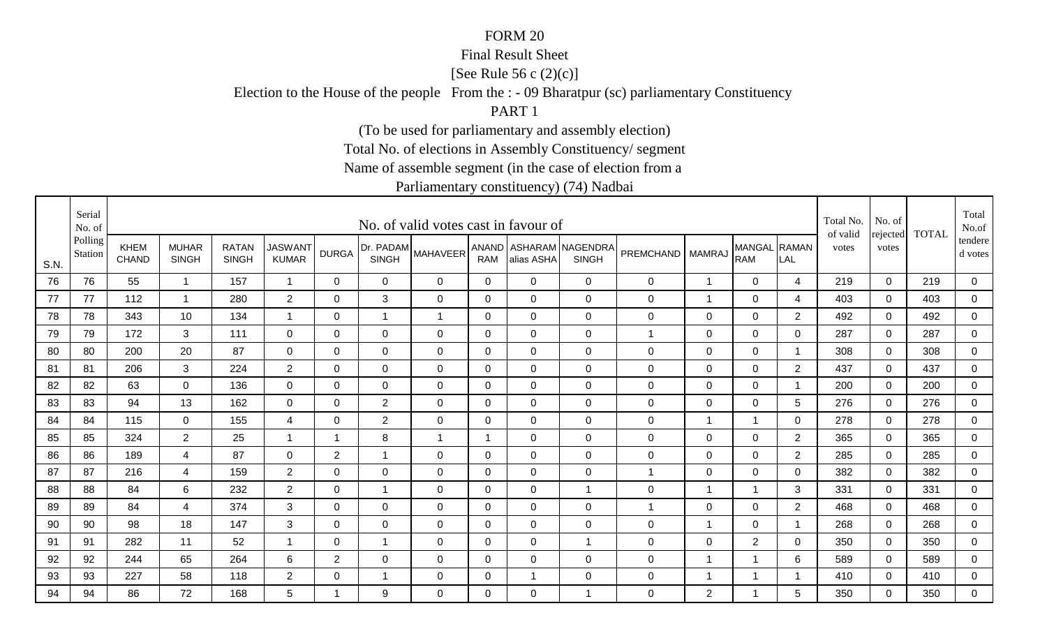FORM 20

Final Result Sheet

[See Rule 56 c (2)(c)]

Election to the House of the people From the : - 09 Bharatpur (sc) parliamentary Constituency

PART 1

(To be used for parliamentary and assembly election)

Total No. of elections in Assembly Constituency/ segment

Name of assemble segment (in the case of election from a

Parliamentary constituency) (74) Nadbai

| S.N. | Serial No. of Polling Station | No. of valid votes cast in favour of | | | | | | | | | | | | | | Total No. of valid votes | No. of rejected votes | TOTAL | Total No.of tendered votes |
|---|---|---|---|---|---|---|---|---|---|---|---|---|---|---|---|---|---|---|---|
| | | KHEM CHAND | MUHAR SINGH | RATAN SINGH | JASWANT KUMAR | DURGA | Dr. PADAM SINGH | MAHAVEER | ANAND RAM | ASHARAM alias ASHA | NAGENDRA SINGH | PREMCHAND | MAMRAJ | MANGAL RAM | RAMAN LAL | | | | |
| 76 | 76 | 55 | 1 | 157 | 1 | 0 | 0 | 0 | 0 | 0 | 0 | 0 | 1 | 0 | 4 | 219 | 0 | 219 | 0 |
| 77 | 77 | 112 | 1 | 280 | 2 | 0 | 3 | 0 | 0 | 0 | 0 | 0 | 1 | 0 | 4 | 403 | 0 | 403 | 0 |
| 78 | 78 | 343 | 10 | 134 | 1 | 0 | 1 | 1 | 0 | 0 | 0 | 0 | 0 | 0 | 2 | 492 | 0 | 492 | 0 |
| 79 | 79 | 172 | 3 | 111 | 0 | 0 | 0 | 0 | 0 | 0 | 0 | 1 | 0 | 0 | 0 | 287 | 0 | 287 | 0 |
| 80 | 80 | 200 | 20 | 87 | 0 | 0 | 0 | 0 | 0 | 0 | 0 | 0 | 0 | 0 | 1 | 308 | 0 | 308 | 0 |
| 81 | 81 | 206 | 3 | 224 | 2 | 0 | 0 | 0 | 0 | 0 | 0 | 0 | 0 | 0 | 2 | 437 | 0 | 437 | 0 |
| 82 | 82 | 63 | 0 | 136 | 0 | 0 | 0 | 0 | 0 | 0 | 0 | 0 | 0 | 0 | 1 | 200 | 0 | 200 | 0 |
| 83 | 83 | 94 | 13 | 162 | 0 | 0 | 2 | 0 | 0 | 0 | 0 | 0 | 0 | 0 | 5 | 276 | 0 | 276 | 0 |
| 84 | 84 | 115 | 0 | 155 | 4 | 0 | 2 | 0 | 0 | 0 | 0 | 0 | 1 | 1 | 0 | 278 | 0 | 278 | 0 |
| 85 | 85 | 324 | 2 | 25 | 1 | 1 | 8 | 1 | 1 | 0 | 0 | 0 | 0 | 0 | 2 | 365 | 0 | 365 | 0 |
| 86 | 86 | 189 | 4 | 87 | 0 | 2 | 1 | 0 | 0 | 0 | 0 | 0 | 0 | 0 | 2 | 285 | 0 | 285 | 0 |
| 87 | 87 | 216 | 4 | 159 | 2 | 0 | 0 | 0 | 0 | 0 | 0 | 1 | 0 | 0 | 0 | 382 | 0 | 382 | 0 |
| 88 | 88 | 84 | 6 | 232 | 2 | 0 | 1 | 0 | 0 | 0 | 1 | 0 | 1 | 1 | 3 | 331 | 0 | 331 | 0 |
| 89 | 89 | 84 | 4 | 374 | 3 | 0 | 0 | 0 | 0 | 0 | 0 | 1 | 0 | 0 | 2 | 468 | 0 | 468 | 0 |
| 90 | 90 | 98 | 18 | 147 | 3 | 0 | 0 | 0 | 0 | 0 | 0 | 0 | 1 | 0 | 1 | 268 | 0 | 268 | 0 |
| 91 | 91 | 282 | 11 | 52 | 1 | 0 | 1 | 0 | 0 | 0 | 1 | 0 | 0 | 2 | 0 | 350 | 0 | 350 | 0 |
| 92 | 92 | 244 | 65 | 264 | 6 | 2 | 0 | 0 | 0 | 0 | 0 | 0 | 1 | 1 | 6 | 589 | 0 | 589 | 0 |
| 93 | 93 | 227 | 58 | 118 | 2 | 0 | 1 | 0 | 0 | 1 | 0 | 0 | 1 | 1 | 1 | 410 | 0 | 410 | 0 |
| 94 | 94 | 86 | 72 | 168 | 5 | 1 | 9 | 0 | 0 | 0 | 1 | 0 | 2 | 1 | 5 | 350 | 0 | 350 | 0 |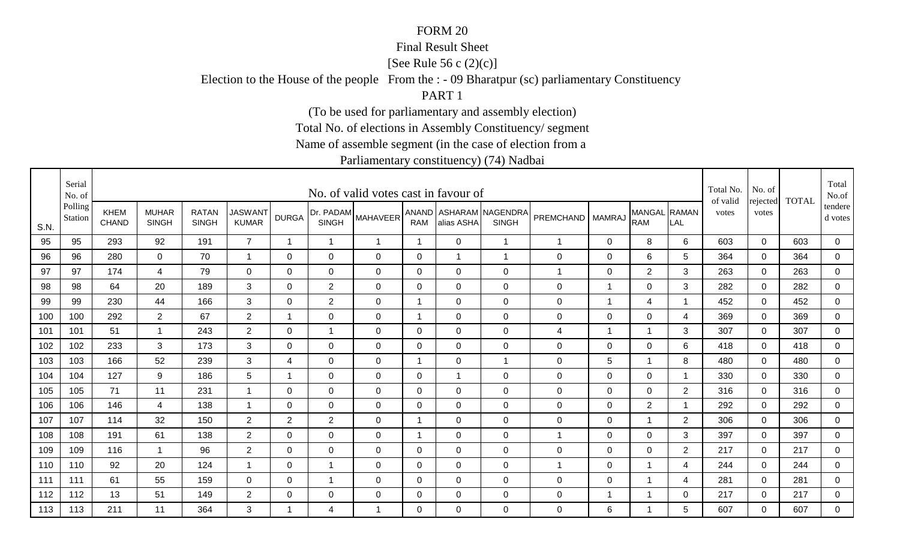# FORM 20

Final Result Sheet

[See Rule 56 c (2)(c)]

Election to the House of the people From the : - 09 Bharatpur (sc) parliamentary Constituency

PART 1

(To be used for parliamentary and assembly election)

Total No. of elections in Assembly Constituency/ segment

Name of assemble segment (in the case of election from a

Parliamentary constituency) (74) Nadbai

| S.N. | Serial No. of Polling Station | No. of valid votes cast in favour of | | | | | | | | | | | | | | Total No. of valid votes | No. of rejected votes | TOTAL | Total No.of tendered votes |
|---|---|---|---|---|---|---|---|---|---|---|---|---|---|---|---|---|---|---|---|
| | | KHEM CHAND | MUHAR SINGH | RATAN SINGH | JASWANT KUMAR | DURGA | Dr. PADAM SINGH | MAHAVEER | ANAND RAM | ASHARAM alias ASHA | NAGENDRA SINGH | PREMCHAND | MAMRAJ | MANGAL RAM | RAMAN LAL | | | | |
| 95 | 95 | 293 | 92 | 191 | 7 | 1 | 1 | 1 | 1 | 0 | 1 | 1 | 0 | 8 | 6 | 603 | 0 | 603 | 0 |
| 96 | 96 | 280 | 0 | 70 | 1 | 0 | 0 | 0 | 0 | 1 | 1 | 0 | 0 | 6 | 5 | 364 | 0 | 364 | 0 |
| 97 | 97 | 174 | 4 | 79 | 0 | 0 | 0 | 0 | 0 | 0 | 0 | 1 | 0 | 2 | 3 | 263 | 0 | 263 | 0 |
| 98 | 98 | 64 | 20 | 189 | 3 | 0 | 2 | 0 | 0 | 0 | 0 | 0 | 1 | 0 | 3 | 282 | 0 | 282 | 0 |
| 99 | 99 | 230 | 44 | 166 | 3 | 0 | 2 | 0 | 1 | 0 | 0 | 0 | 1 | 4 | 1 | 452 | 0 | 452 | 0 |
| 100 | 100 | 292 | 2 | 67 | 2 | 1 | 0 | 0 | 1 | 0 | 0 | 0 | 0 | 0 | 4 | 369 | 0 | 369 | 0 |
| 101 | 101 | 51 | 1 | 243 | 2 | 0 | 1 | 0 | 0 | 0 | 0 | 4 | 1 | 1 | 3 | 307 | 0 | 307 | 0 |
| 102 | 102 | 233 | 3 | 173 | 3 | 0 | 0 | 0 | 0 | 0 | 0 | 0 | 0 | 0 | 6 | 418 | 0 | 418 | 0 |
| 103 | 103 | 166 | 52 | 239 | 3 | 4 | 0 | 0 | 1 | 0 | 1 | 0 | 5 | 1 | 8 | 480 | 0 | 480 | 0 |
| 104 | 104 | 127 | 9 | 186 | 5 | 1 | 0 | 0 | 0 | 1 | 0 | 0 | 0 | 0 | 1 | 330 | 0 | 330 | 0 |
| 105 | 105 | 71 | 11 | 231 | 1 | 0 | 0 | 0 | 0 | 0 | 0 | 0 | 0 | 0 | 2 | 316 | 0 | 316 | 0 |
| 106 | 106 | 146 | 4 | 138 | 1 | 0 | 0 | 0 | 0 | 0 | 0 | 0 | 0 | 2 | 1 | 292 | 0 | 292 | 0 |
| 107 | 107 | 114 | 32 | 150 | 2 | 2 | 2 | 0 | 1 | 0 | 0 | 0 | 0 | 1 | 2 | 306 | 0 | 306 | 0 |
| 108 | 108 | 191 | 61 | 138 | 2 | 0 | 0 | 0 | 1 | 0 | 0 | 1 | 0 | 0 | 3 | 397 | 0 | 397 | 0 |
| 109 | 109 | 116 | 1 | 96 | 2 | 0 | 0 | 0 | 0 | 0 | 0 | 0 | 0 | 0 | 2 | 217 | 0 | 217 | 0 |
| 110 | 110 | 92 | 20 | 124 | 1 | 0 | 1 | 0 | 0 | 0 | 0 | 1 | 0 | 1 | 4 | 244 | 0 | 244 | 0 |
| 111 | 111 | 61 | 55 | 159 | 0 | 0 | 1 | 0 | 0 | 0 | 0 | 0 | 0 | 1 | 4 | 281 | 0 | 281 | 0 |
| 112 | 112 | 13 | 51 | 149 | 2 | 0 | 0 | 0 | 0 | 0 | 0 | 0 | 1 | 1 | 0 | 217 | 0 | 217 | 0 |
| 113 | 113 | 211 | 11 | 364 | 3 | 1 | 4 | 1 | 0 | 0 | 0 | 0 | 6 | 1 | 5 | 607 | 0 | 607 | 0 |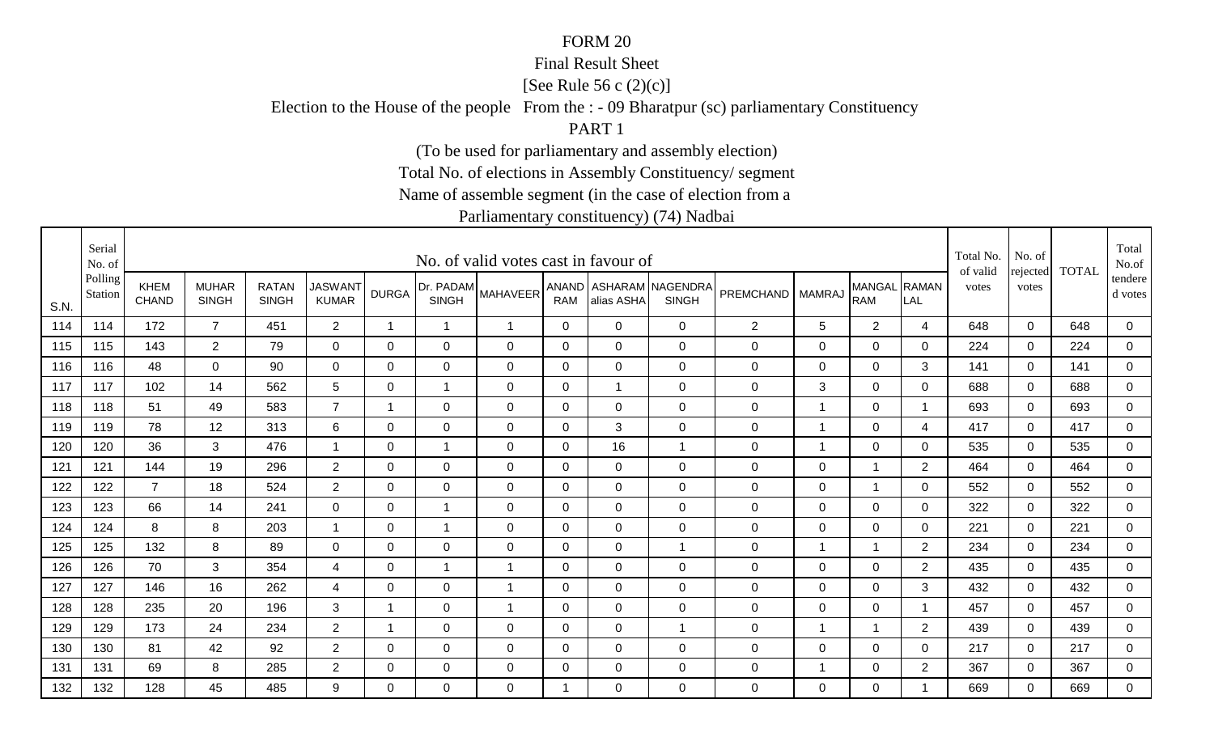FORM 20

Final Result Sheet

[See Rule 56 c (2)(c)]

Election to the House of the people From the : - 09 Bharatpur (sc) parliamentary Constituency

PART 1

(To be used for parliamentary and assembly election)

Total No. of elections in Assembly Constituency/ segment

Name of assemble segment (in the case of election from a

Parliamentary constituency) (74) Nadbai

| S.N. | Serial No. of Polling Station | No. of valid votes cast in favour of | | | | | | | | | | | | | | Total No. of valid votes | No. of rejected votes | TOTAL | Total No.of tendered votes |
|---|---|---|---|---|---|---|---|---|---|---|---|---|---|---|---|---|---|---|---|
| | | KHEM CHAND | MUHAR SINGH | RATAN SINGH | JASWANT KUMAR | DURGA | Dr. PADAM SINGH | MAHAVEER | ANAND RAM | ASHARAM alias ASHA | NAGENDRA SINGH | PREMCHAND | MAMRAJ | MANGAL RAM | RAMAN LAL | | | | |
| 114 | 114 | 172 | 7 | 451 | 2 | 1 | 1 | 1 | 0 | 0 | 0 | 2 | 5 | 2 | 4 | 648 | 0 | 648 | 0 |
| 115 | 115 | 143 | 2 | 79 | 0 | 0 | 0 | 0 | 0 | 0 | 0 | 0 | 0 | 0 | 0 | 224 | 0 | 224 | 0 |
| 116 | 116 | 48 | 0 | 90 | 0 | 0 | 0 | 0 | 0 | 0 | 0 | 0 | 0 | 0 | 3 | 141 | 0 | 141 | 0 |
| 117 | 117 | 102 | 14 | 562 | 5 | 0 | 1 | 0 | 0 | 1 | 0 | 0 | 3 | 0 | 0 | 688 | 0 | 688 | 0 |
| 118 | 118 | 51 | 49 | 583 | 7 | 1 | 0 | 0 | 0 | 0 | 0 | 0 | 1 | 0 | 1 | 693 | 0 | 693 | 0 |
| 119 | 119 | 78 | 12 | 313 | 6 | 0 | 0 | 0 | 0 | 3 | 0 | 0 | 1 | 0 | 4 | 417 | 0 | 417 | 0 |
| 120 | 120 | 36 | 3 | 476 | 1 | 0 | 1 | 0 | 0 | 16 | 1 | 0 | 1 | 0 | 0 | 535 | 0 | 535 | 0 |
| 121 | 121 | 144 | 19 | 296 | 2 | 0 | 0 | 0 | 0 | 0 | 0 | 0 | 0 | 1 | 2 | 464 | 0 | 464 | 0 |
| 122 | 122 | 7 | 18 | 524 | 2 | 0 | 0 | 0 | 0 | 0 | 0 | 0 | 0 | 1 | 0 | 552 | 0 | 552 | 0 |
| 123 | 123 | 66 | 14 | 241 | 0 | 0 | 1 | 0 | 0 | 0 | 0 | 0 | 0 | 0 | 0 | 322 | 0 | 322 | 0 |
| 124 | 124 | 8 | 8 | 203 | 1 | 0 | 1 | 0 | 0 | 0 | 0 | 0 | 0 | 0 | 0 | 221 | 0 | 221 | 0 |
| 125 | 125 | 132 | 8 | 89 | 0 | 0 | 0 | 0 | 0 | 0 | 1 | 0 | 1 | 1 | 2 | 234 | 0 | 234 | 0 |
| 126 | 126 | 70 | 3 | 354 | 4 | 0 | 1 | 1 | 0 | 0 | 0 | 0 | 0 | 0 | 2 | 435 | 0 | 435 | 0 |
| 127 | 127 | 146 | 16 | 262 | 4 | 0 | 0 | 1 | 0 | 0 | 0 | 0 | 0 | 0 | 3 | 432 | 0 | 432 | 0 |
| 128 | 128 | 235 | 20 | 196 | 3 | 1 | 0 | 1 | 0 | 0 | 0 | 0 | 0 | 0 | 1 | 457 | 0 | 457 | 0 |
| 129 | 129 | 173 | 24 | 234 | 2 | 1 | 0 | 0 | 0 | 0 | 1 | 0 | 1 | 1 | 2 | 439 | 0 | 439 | 0 |
| 130 | 130 | 81 | 42 | 92 | 2 | 0 | 0 | 0 | 0 | 0 | 0 | 0 | 0 | 0 | 0 | 217 | 0 | 217 | 0 |
| 131 | 131 | 69 | 8 | 285 | 2 | 0 | 0 | 0 | 0 | 0 | 0 | 0 | 1 | 0 | 2 | 367 | 0 | 367 | 0 |
| 132 | 132 | 128 | 45 | 485 | 9 | 0 | 0 | 0 | 1 | 0 | 0 | 0 | 0 | 0 | 1 | 669 | 0 | 669 | 0 |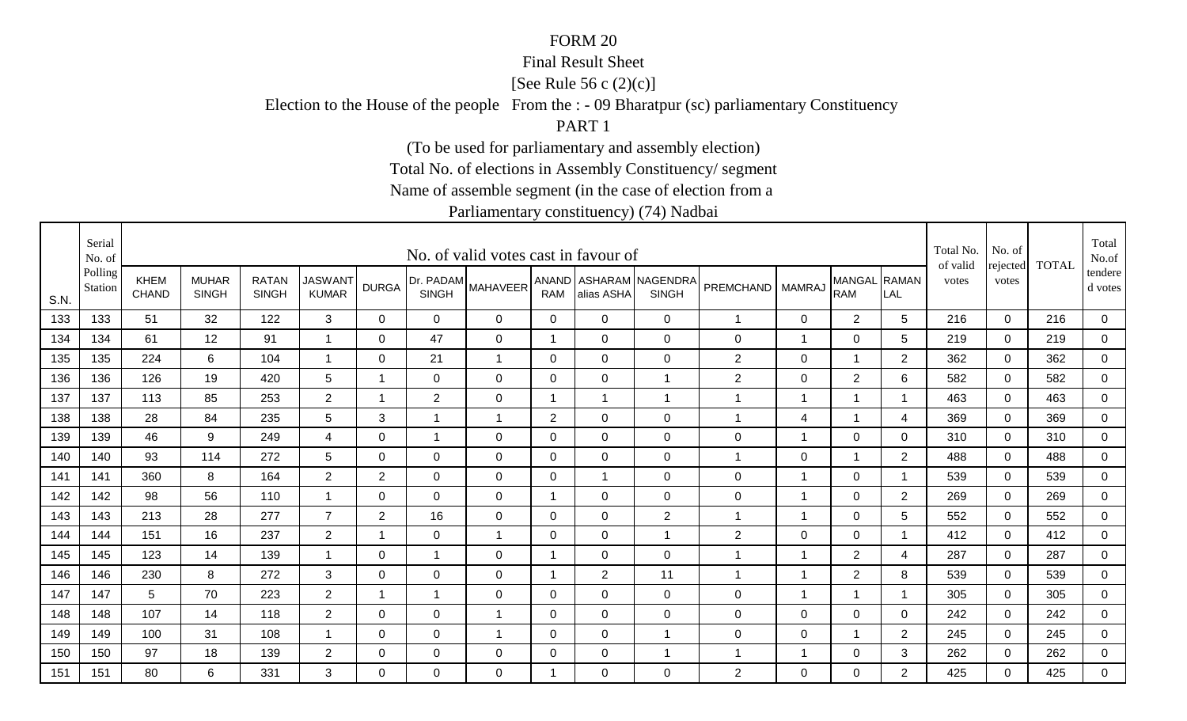FORM 20

Final Result Sheet

[See Rule 56 c (2)(c)]

Election to the House of the people From the : - 09 Bharatpur (sc) parliamentary Constituency

PART 1

(To be used for parliamentary and assembly election)

Total No. of elections in Assembly Constituency/ segment

Name of assemble segment (in the case of election from a

Parliamentary constituency) (74) Nadbai

| S.N. | Serial No. of Polling Station | No. of valid votes cast in favour of | | | | | | | | | | | | | | Total No. of valid votes | No. of rejected votes | TOTAL | Total No.of tendered votes |
|---|---|---|---|---|---|---|---|---|---|---|---|---|---|---|---|---|---|---|---|
| | | KHEM CHAND | MUHAR SINGH | RATAN SINGH | JASWANT KUMAR | DURGA | Dr. PADAM SINGH | MAHAVEER | ANAND RAM | ASHARAM alias ASHA | NAGENDRA SINGH | PREMCHAND | MAMRAJ | MANGAL RAM | RAMAN LAL | | | | |
| 133 | 133 | 51 | 32 | 122 | 3 | 0 | 0 | 0 | 0 | 0 | 0 | 1 | 0 | 2 | 5 | 216 | 0 | 216 | 0 |
| 134 | 134 | 61 | 12 | 91 | 1 | 0 | 47 | 0 | 1 | 0 | 0 | 0 | 1 | 0 | 5 | 219 | 0 | 219 | 0 |
| 135 | 135 | 224 | 6 | 104 | 1 | 0 | 21 | 1 | 0 | 0 | 0 | 2 | 0 | 1 | 2 | 362 | 0 | 362 | 0 |
| 136 | 136 | 126 | 19 | 420 | 5 | 1 | 0 | 0 | 0 | 0 | 1 | 2 | 0 | 2 | 6 | 582 | 0 | 582 | 0 |
| 137 | 137 | 113 | 85 | 253 | 2 | 1 | 2 | 0 | 1 | 1 | 1 | 1 | 1 | 1 | 1 | 463 | 0 | 463 | 0 |
| 138 | 138 | 28 | 84 | 235 | 5 | 3 | 1 | 1 | 2 | 0 | 0 | 1 | 4 | 1 | 4 | 369 | 0 | 369 | 0 |
| 139 | 139 | 46 | 9 | 249 | 4 | 0 | 1 | 0 | 0 | 0 | 0 | 0 | 1 | 0 | 0 | 310 | 0 | 310 | 0 |
| 140 | 140 | 93 | 114 | 272 | 5 | 0 | 0 | 0 | 0 | 0 | 0 | 1 | 0 | 1 | 2 | 488 | 0 | 488 | 0 |
| 141 | 141 | 360 | 8 | 164 | 2 | 2 | 0 | 0 | 0 | 1 | 0 | 0 | 1 | 0 | 1 | 539 | 0 | 539 | 0 |
| 142 | 142 | 98 | 56 | 110 | 1 | 0 | 0 | 0 | 1 | 0 | 0 | 0 | 1 | 0 | 2 | 269 | 0 | 269 | 0 |
| 143 | 143 | 213 | 28 | 277 | 7 | 2 | 16 | 0 | 0 | 0 | 2 | 1 | 1 | 0 | 5 | 552 | 0 | 552 | 0 |
| 144 | 144 | 151 | 16 | 237 | 2 | 1 | 0 | 1 | 0 | 0 | 1 | 2 | 0 | 0 | 1 | 412 | 0 | 412 | 0 |
| 145 | 145 | 123 | 14 | 139 | 1 | 0 | 1 | 0 | 1 | 0 | 0 | 1 | 1 | 2 | 4 | 287 | 0 | 287 | 0 |
| 146 | 146 | 230 | 8 | 272 | 3 | 0 | 0 | 0 | 1 | 2 | 11 | 1 | 1 | 2 | 8 | 539 | 0 | 539 | 0 |
| 147 | 147 | 5 | 70 | 223 | 2 | 1 | 1 | 0 | 0 | 0 | 0 | 0 | 1 | 1 | 1 | 305 | 0 | 305 | 0 |
| 148 | 148 | 107 | 14 | 118 | 2 | 0 | 0 | 1 | 0 | 0 | 0 | 0 | 0 | 0 | 0 | 242 | 0 | 242 | 0 |
| 149 | 149 | 100 | 31 | 108 | 1 | 0 | 0 | 1 | 0 | 0 | 1 | 0 | 0 | 1 | 2 | 245 | 0 | 245 | 0 |
| 150 | 150 | 97 | 18 | 139 | 2 | 0 | 0 | 0 | 0 | 0 | 1 | 1 | 1 | 0 | 3 | 262 | 0 | 262 | 0 |
| 151 | 151 | 80 | 6 | 331 | 3 | 0 | 0 | 0 | 1 | 0 | 0 | 2 | 0 | 0 | 2 | 425 | 0 | 425 | 0 |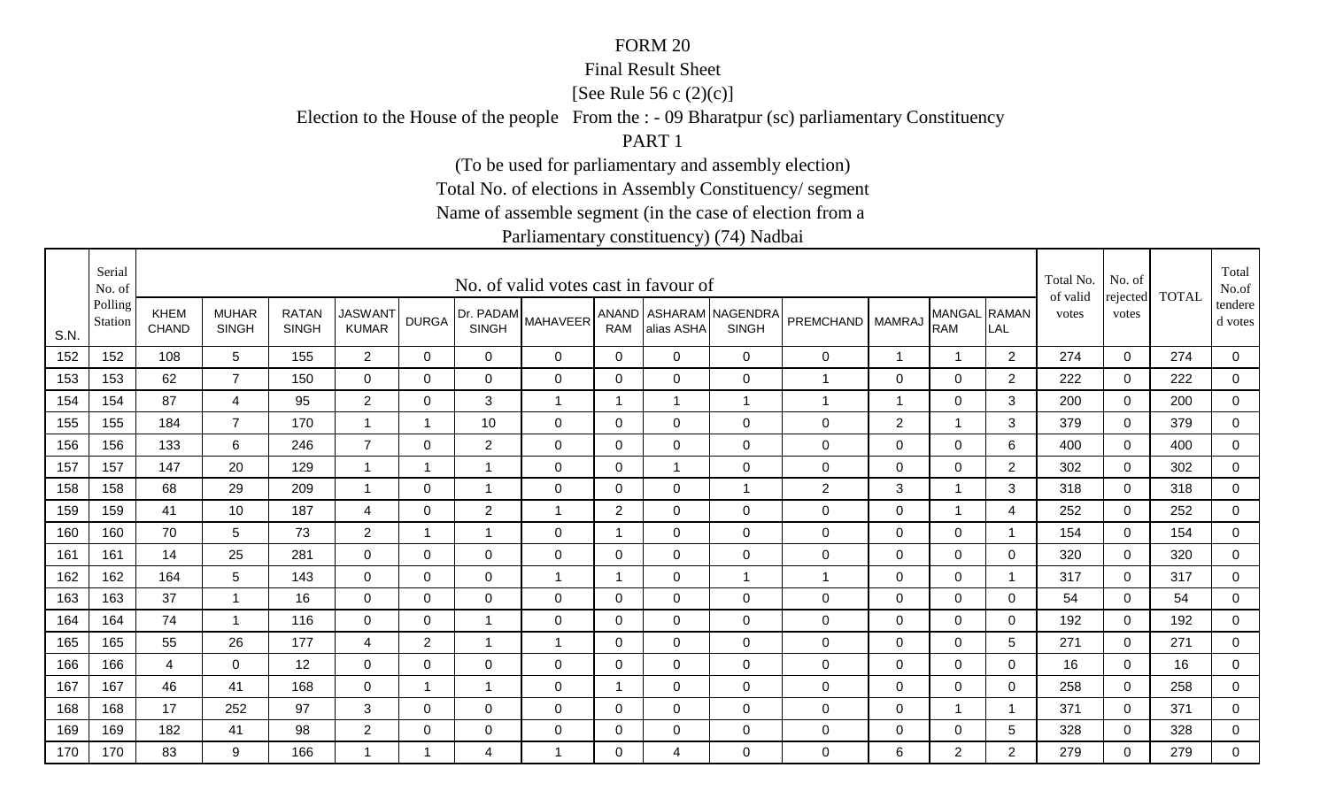# FORM 20

Final Result Sheet

[See Rule 56 c (2)(c)]

Election to the House of the people From the : - 09 Bharatpur (sc) parliamentary Constituency

PART 1

(To be used for parliamentary and assembly election)

Total No. of elections in Assembly Constituency/ segment

Name of assemble segment (in the case of election from a

Parliamentary constituency) (74) Nadbai

| S.N. | Serial No. of Polling Station | No. of valid votes cast in favour of | | | | | | | | | | | | | | Total No. of valid votes | No. of rejected votes | TOTAL | Total No.of tendered votes |
|---|---|---|---|---|---|---|---|---|---|---|---|---|---|---|---|---|---|---|---|
| | | KHEM CHAND | MUHAR SINGH | RATAN SINGH | JASWANT KUMAR | DURGA | Dr. PADAM SINGH | MAHAVEER | ANAND RAM | ASHARAM alias ASHA | NAGENDRA SINGH | PREMCHAND | MAMRAJ | MANGAL RAM | RAMAN LAL | | | | |
| 152 | 152 | 108 | 5 | 155 | 2 | 0 | 0 | 0 | 0 | 0 | 0 | 0 | 1 | 1 | 2 | 274 | 0 | 274 | 0 |
| 153 | 153 | 62 | 7 | 150 | 0 | 0 | 0 | 0 | 0 | 0 | 0 | 1 | 0 | 0 | 2 | 222 | 0 | 222 | 0 |
| 154 | 154 | 87 | 4 | 95 | 2 | 0 | 3 | 1 | 1 | 1 | 1 | 1 | 1 | 0 | 3 | 200 | 0 | 200 | 0 |
| 155 | 155 | 184 | 7 | 170 | 1 | 1 | 10 | 0 | 0 | 0 | 0 | 0 | 2 | 1 | 3 | 379 | 0 | 379 | 0 |
| 156 | 156 | 133 | 6 | 246 | 7 | 0 | 2 | 0 | 0 | 0 | 0 | 0 | 0 | 0 | 6 | 400 | 0 | 400 | 0 |
| 157 | 157 | 147 | 20 | 129 | 1 | 1 | 1 | 0 | 0 | 1 | 0 | 0 | 0 | 0 | 2 | 302 | 0 | 302 | 0 |
| 158 | 158 | 68 | 29 | 209 | 1 | 0 | 1 | 0 | 0 | 0 | 1 | 2 | 3 | 1 | 3 | 318 | 0 | 318 | 0 |
| 159 | 159 | 41 | 10 | 187 | 4 | 0 | 2 | 1 | 2 | 0 | 0 | 0 | 0 | 1 | 4 | 252 | 0 | 252 | 0 |
| 160 | 160 | 70 | 5 | 73 | 2 | 1 | 1 | 0 | 1 | 0 | 0 | 0 | 0 | 0 | 1 | 154 | 0 | 154 | 0 |
| 161 | 161 | 14 | 25 | 281 | 0 | 0 | 0 | 0 | 0 | 0 | 0 | 0 | 0 | 0 | 0 | 320 | 0 | 320 | 0 |
| 162 | 162 | 164 | 5 | 143 | 0 | 0 | 0 | 1 | 1 | 0 | 1 | 1 | 0 | 0 | 1 | 317 | 0 | 317 | 0 |
| 163 | 163 | 37 | 1 | 16 | 0 | 0 | 0 | 0 | 0 | 0 | 0 | 0 | 0 | 0 | 0 | 54 | 0 | 54 | 0 |
| 164 | 164 | 74 | 1 | 116 | 0 | 0 | 1 | 0 | 0 | 0 | 0 | 0 | 0 | 0 | 0 | 192 | 0 | 192 | 0 |
| 165 | 165 | 55 | 26 | 177 | 4 | 2 | 1 | 1 | 0 | 0 | 0 | 0 | 0 | 0 | 5 | 271 | 0 | 271 | 0 |
| 166 | 166 | 4 | 0 | 12 | 0 | 0 | 0 | 0 | 0 | 0 | 0 | 0 | 0 | 0 | 0 | 16 | 0 | 16 | 0 |
| 167 | 167 | 46 | 41 | 168 | 0 | 1 | 1 | 0 | 1 | 0 | 0 | 0 | 0 | 0 | 0 | 258 | 0 | 258 | 0 |
| 168 | 168 | 17 | 252 | 97 | 3 | 0 | 0 | 0 | 0 | 0 | 0 | 0 | 0 | 1 | 1 | 371 | 0 | 371 | 0 |
| 169 | 169 | 182 | 41 | 98 | 2 | 0 | 0 | 0 | 0 | 0 | 0 | 0 | 0 | 0 | 5 | 328 | 0 | 328 | 0 |
| 170 | 170 | 83 | 9 | 166 | 1 | 1 | 4 | 1 | 0 | 4 | 0 | 0 | 6 | 2 | 2 | 279 | 0 | 279 | 0 |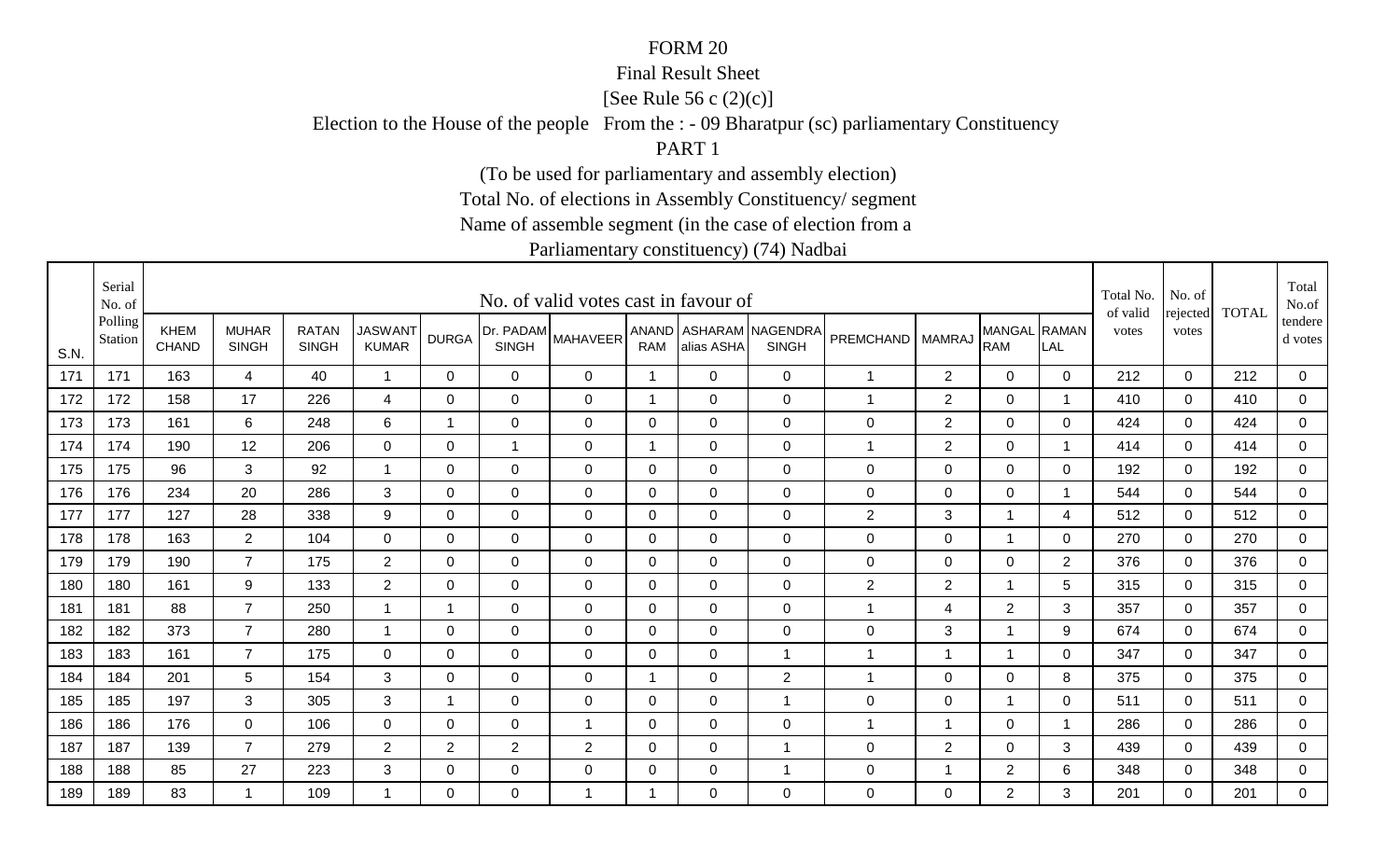FORM 20

Final Result Sheet

[See Rule 56 c (2)(c)]

Election to the House of the people From the : - 09 Bharatpur (sc) parliamentary Constituency

PART 1

(To be used for parliamentary and assembly election)

Total No. of elections in Assembly Constituency/ segment

Name of assemble segment (in the case of election from a

Parliamentary constituency) (74) Nadbai

| S.N. | Serial No. of Polling Station | No. of valid votes cast in favour of | | | | | | | | | | | | | | Total No. of valid votes | No. of rejected votes | TOTAL | Total No.of tendered votes |
|---|---|---|---|---|---|---|---|---|---|---|---|---|---|---|---|---|---|---|---|
| | | KHEM CHAND | MUHAR SINGH | RATAN SINGH | JASWANT KUMAR | DURGA | Dr. PADAM SINGH | MAHAVEER | ANAND RAM | ASHARAM alias ASHA | NAGENDRA SINGH | PREMCHAND | MAMRAJ | MANGAL RAM | RAMAN LAL | | | | |
| 171 | 171 | 163 | 4 | 40 | 1 | 0 | 0 | 0 | 1 | 0 | 0 | 1 | 2 | 0 | 0 | 212 | 0 | 212 | 0 |
| 172 | 172 | 158 | 17 | 226 | 4 | 0 | 0 | 0 | 1 | 0 | 0 | 1 | 2 | 0 | 1 | 410 | 0 | 410 | 0 |
| 173 | 173 | 161 | 6 | 248 | 6 | 1 | 0 | 0 | 0 | 0 | 0 | 0 | 2 | 0 | 0 | 424 | 0 | 424 | 0 |
| 174 | 174 | 190 | 12 | 206 | 0 | 0 | 1 | 0 | 1 | 0 | 0 | 1 | 2 | 0 | 1 | 414 | 0 | 414 | 0 |
| 175 | 175 | 96 | 3 | 92 | 1 | 0 | 0 | 0 | 0 | 0 | 0 | 0 | 0 | 0 | 0 | 192 | 0 | 192 | 0 |
| 176 | 176 | 234 | 20 | 286 | 3 | 0 | 0 | 0 | 0 | 0 | 0 | 0 | 0 | 0 | 1 | 544 | 0 | 544 | 0 |
| 177 | 177 | 127 | 28 | 338 | 9 | 0 | 0 | 0 | 0 | 0 | 0 | 2 | 3 | 1 | 4 | 512 | 0 | 512 | 0 |
| 178 | 178 | 163 | 2 | 104 | 0 | 0 | 0 | 0 | 0 | 0 | 0 | 0 | 0 | 1 | 0 | 270 | 0 | 270 | 0 |
| 179 | 179 | 190 | 7 | 175 | 2 | 0 | 0 | 0 | 0 | 0 | 0 | 0 | 0 | 0 | 2 | 376 | 0 | 376 | 0 |
| 180 | 180 | 161 | 9 | 133 | 2 | 0 | 0 | 0 | 0 | 0 | 0 | 2 | 2 | 1 | 5 | 315 | 0 | 315 | 0 |
| 181 | 181 | 88 | 7 | 250 | 1 | 1 | 0 | 0 | 0 | 0 | 0 | 1 | 4 | 2 | 3 | 357 | 0 | 357 | 0 |
| 182 | 182 | 373 | 7 | 280 | 1 | 0 | 0 | 0 | 0 | 0 | 0 | 0 | 3 | 1 | 9 | 674 | 0 | 674 | 0 |
| 183 | 183 | 161 | 7 | 175 | 0 | 0 | 0 | 0 | 0 | 0 | 1 | 1 | 1 | 1 | 0 | 347 | 0 | 347 | 0 |
| 184 | 184 | 201 | 5 | 154 | 3 | 0 | 0 | 0 | 1 | 0 | 2 | 1 | 0 | 0 | 8 | 375 | 0 | 375 | 0 |
| 185 | 185 | 197 | 3 | 305 | 3 | 1 | 0 | 0 | 0 | 0 | 1 | 0 | 0 | 1 | 0 | 511 | 0 | 511 | 0 |
| 186 | 186 | 176 | 0 | 106 | 0 | 0 | 0 | 1 | 0 | 0 | 0 | 1 | 1 | 0 | 1 | 286 | 0 | 286 | 0 |
| 187 | 187 | 139 | 7 | 279 | 2 | 2 | 2 | 2 | 0 | 0 | 1 | 0 | 2 | 0 | 3 | 439 | 0 | 439 | 0 |
| 188 | 188 | 85 | 27 | 223 | 3 | 0 | 0 | 0 | 0 | 0 | 1 | 0 | 1 | 2 | 6 | 348 | 0 | 348 | 0 |
| 189 | 189 | 83 | 1 | 109 | 1 | 0 | 0 | 1 | 1 | 0 | 0 | 0 | 0 | 2 | 3 | 201 | 0 | 201 | 0 |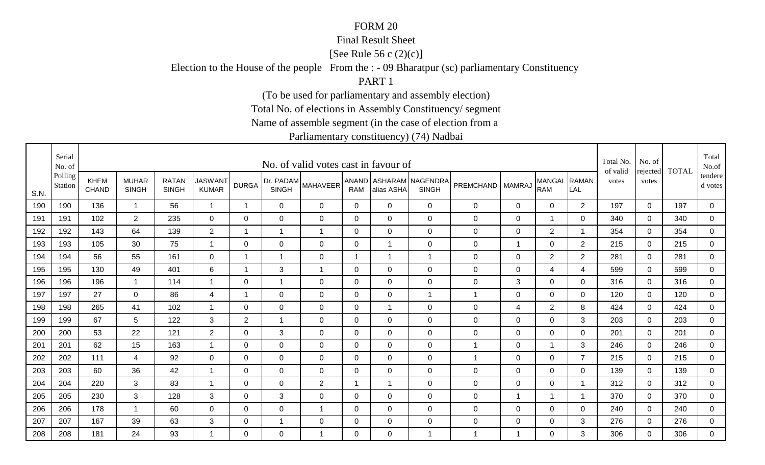# FORM 20

Final Result Sheet

[See Rule 56 c (2)(c)]

Election to the House of the people From the : - 09 Bharatpur (sc) parliamentary Constituency

PART 1

(To be used for parliamentary and assembly election)

Total No. of elections in Assembly Constituency/ segment

Name of assemble segment (in the case of election from a

Parliamentary constituency) (74) Nadbai

| S.N. | Serial No. of Polling Station | No. of valid votes cast in favour of | | | | | | | | | | | | | | Total No. of valid votes | No. of rejected votes | TOTAL | Total No.of tendered votes |
|---|---|---|---|---|---|---|---|---|---|---|---|---|---|---|---|---|---|---|---|
| | | KHEM CHAND | MUHAR SINGH | RATAN SINGH | JASWANT KUMAR | DURGA | Dr. PADAM SINGH | MAHAVEER | ANAND RAM | ASHARAM alias ASHA | NAGENDRA SINGH | PREMCHAND | MAMRAJ | MANGAL RAM | RAMAN LAL | | | | |
| 190 | 190 | 136 | 1 | 56 | 1 | 1 | 0 | 0 | 0 | 0 | 0 | 0 | 0 | 0 | 2 | 197 | 0 | 197 | 0 |
| 191 | 191 | 102 | 2 | 235 | 0 | 0 | 0 | 0 | 0 | 0 | 0 | 0 | 0 | 1 | 0 | 340 | 0 | 340 | 0 |
| 192 | 192 | 143 | 64 | 139 | 2 | 1 | 1 | 1 | 0 | 0 | 0 | 0 | 0 | 2 | 1 | 354 | 0 | 354 | 0 |
| 193 | 193 | 105 | 30 | 75 | 1 | 0 | 0 | 0 | 0 | 1 | 0 | 0 | 1 | 0 | 2 | 215 | 0 | 215 | 0 |
| 194 | 194 | 56 | 55 | 161 | 0 | 1 | 1 | 0 | 1 | 1 | 1 | 0 | 0 | 2 | 2 | 281 | 0 | 281 | 0 |
| 195 | 195 | 130 | 49 | 401 | 6 | 1 | 3 | 1 | 0 | 0 | 0 | 0 | 0 | 4 | 4 | 599 | 0 | 599 | 0 |
| 196 | 196 | 196 | 1 | 114 | 1 | 0 | 1 | 0 | 0 | 0 | 0 | 0 | 3 | 0 | 0 | 316 | 0 | 316 | 0 |
| 197 | 197 | 27 | 0 | 86 | 4 | 1 | 0 | 0 | 0 | 0 | 1 | 1 | 0 | 0 | 0 | 120 | 0 | 120 | 0 |
| 198 | 198 | 265 | 41 | 102 | 1 | 0 | 0 | 0 | 0 | 1 | 0 | 0 | 4 | 2 | 8 | 424 | 0 | 424 | 0 |
| 199 | 199 | 67 | 5 | 122 | 3 | 2 | 1 | 0 | 0 | 0 | 0 | 0 | 0 | 0 | 3 | 203 | 0 | 203 | 0 |
| 200 | 200 | 53 | 22 | 121 | 2 | 0 | 3 | 0 | 0 | 0 | 0 | 0 | 0 | 0 | 0 | 201 | 0 | 201 | 0 |
| 201 | 201 | 62 | 15 | 163 | 1 | 0 | 0 | 0 | 0 | 0 | 0 | 1 | 0 | 1 | 3 | 246 | 0 | 246 | 0 |
| 202 | 202 | 111 | 4 | 92 | 0 | 0 | 0 | 0 | 0 | 0 | 0 | 1 | 0 | 0 | 7 | 215 | 0 | 215 | 0 |
| 203 | 203 | 60 | 36 | 42 | 1 | 0 | 0 | 0 | 0 | 0 | 0 | 0 | 0 | 0 | 0 | 139 | 0 | 139 | 0 |
| 204 | 204 | 220 | 3 | 83 | 1 | 0 | 0 | 2 | 1 | 1 | 0 | 0 | 0 | 0 | 1 | 312 | 0 | 312 | 0 |
| 205 | 205 | 230 | 3 | 128 | 3 | 0 | 3 | 0 | 0 | 0 | 0 | 0 | 1 | 1 | 1 | 370 | 0 | 370 | 0 |
| 206 | 206 | 178 | 1 | 60 | 0 | 0 | 0 | 1 | 0 | 0 | 0 | 0 | 0 | 0 | 0 | 240 | 0 | 240 | 0 |
| 207 | 207 | 167 | 39 | 63 | 3 | 0 | 1 | 0 | 0 | 0 | 0 | 0 | 0 | 0 | 3 | 276 | 0 | 276 | 0 |
| 208 | 208 | 181 | 24 | 93 | 1 | 0 | 0 | 1 | 0 | 0 | 1 | 1 | 1 | 0 | 3 | 306 | 0 | 306 | 0 |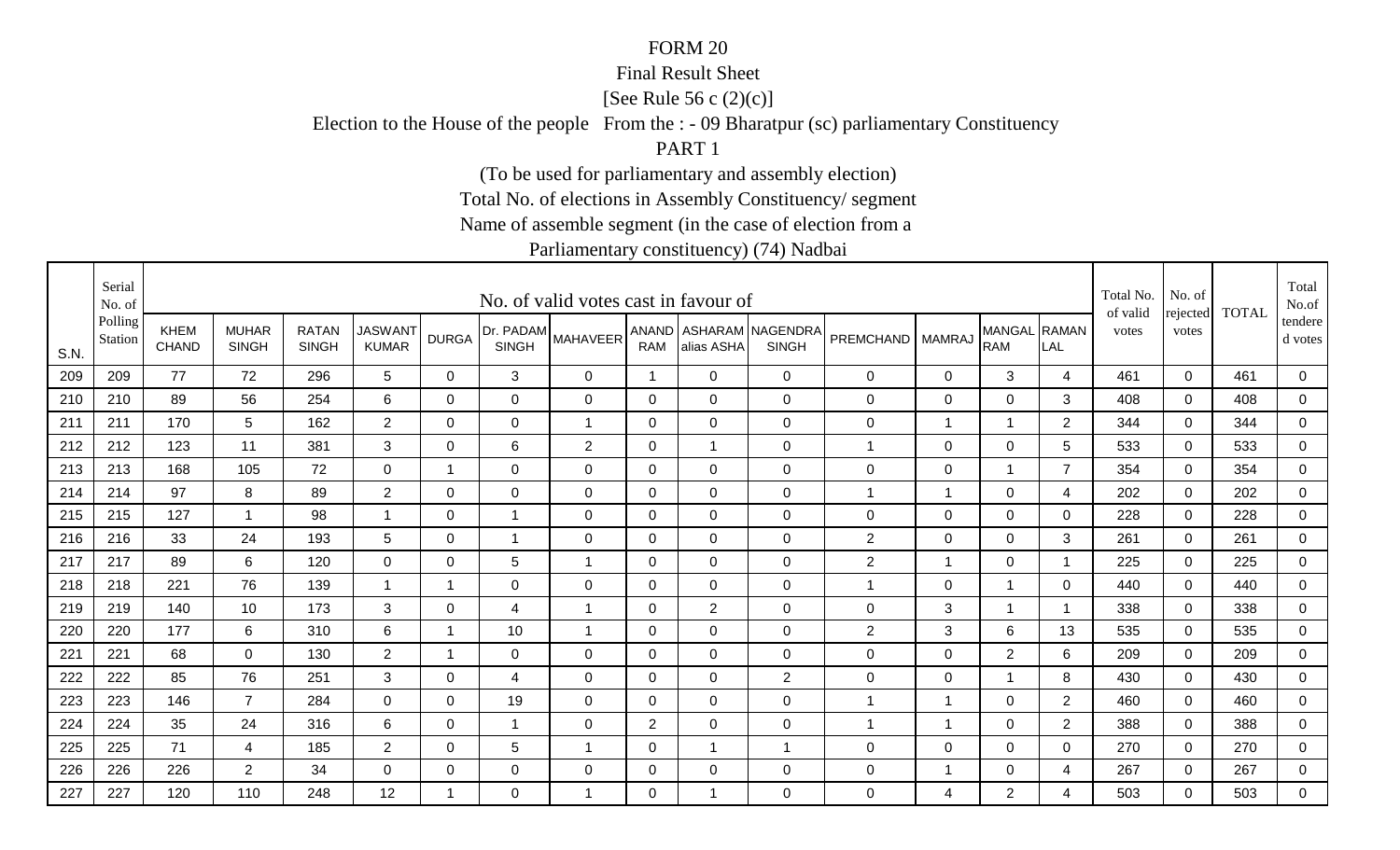FORM 20

Final Result Sheet

[See Rule 56 c (2)(c)]

Election to the House of the people From the : - 09 Bharatpur (sc) parliamentary Constituency

PART 1

(To be used for parliamentary and assembly election)

Total No. of elections in Assembly Constituency/ segment

Name of assemble segment (in the case of election from a

Parliamentary constituency) (74) Nadbai

| S.N. | Serial No. of Polling Station | No. of valid votes cast in favour of | | | | | | | | | | | | | | Total No. of valid votes | No. of rejected votes | TOTAL | Total No.of tendered votes |
|---|---|---|---|---|---|---|---|---|---|---|---|---|---|---|---|---|---|---|---|
| | | KHEM CHAND | MUHAR SINGH | RATAN SINGH | JASWANT KUMAR | DURGA | Dr. PADAM SINGH | MAHAVEER | ANAND RAM | ASHARAM alias ASHA | NAGENDRA SINGH | PREMCHAND | MAMRAJ | MANGAL RAM | RAMAN LAL | | | | |
| 209 | 209 | 77 | 72 | 296 | 5 | 0 | 3 | 0 | 1 | 0 | 0 | 0 | 0 | 3 | 4 | 461 | 0 | 461 | 0 |
| 210 | 210 | 89 | 56 | 254 | 6 | 0 | 0 | 0 | 0 | 0 | 0 | 0 | 0 | 0 | 3 | 408 | 0 | 408 | 0 |
| 211 | 211 | 170 | 5 | 162 | 2 | 0 | 0 | 1 | 0 | 0 | 0 | 0 | 1 | 1 | 2 | 344 | 0 | 344 | 0 |
| 212 | 212 | 123 | 11 | 381 | 3 | 0 | 6 | 2 | 0 | 1 | 0 | 1 | 0 | 0 | 5 | 533 | 0 | 533 | 0 |
| 213 | 213 | 168 | 105 | 72 | 0 | 1 | 0 | 0 | 0 | 0 | 0 | 0 | 0 | 1 | 7 | 354 | 0 | 354 | 0 |
| 214 | 214 | 97 | 8 | 89 | 2 | 0 | 0 | 0 | 0 | 0 | 0 | 1 | 1 | 0 | 4 | 202 | 0 | 202 | 0 |
| 215 | 215 | 127 | 1 | 98 | 1 | 0 | 1 | 0 | 0 | 0 | 0 | 0 | 0 | 0 | 0 | 228 | 0 | 228 | 0 |
| 216 | 216 | 33 | 24 | 193 | 5 | 0 | 1 | 0 | 0 | 0 | 0 | 2 | 0 | 0 | 3 | 261 | 0 | 261 | 0 |
| 217 | 217 | 89 | 6 | 120 | 0 | 0 | 5 | 1 | 0 | 0 | 0 | 2 | 1 | 0 | 1 | 225 | 0 | 225 | 0 |
| 218 | 218 | 221 | 76 | 139 | 1 | 1 | 0 | 0 | 0 | 0 | 0 | 1 | 0 | 1 | 0 | 440 | 0 | 440 | 0 |
| 219 | 219 | 140 | 10 | 173 | 3 | 0 | 4 | 1 | 0 | 2 | 0 | 0 | 3 | 1 | 1 | 338 | 0 | 338 | 0 |
| 220 | 220 | 177 | 6 | 310 | 6 | 1 | 10 | 1 | 0 | 0 | 0 | 2 | 3 | 6 | 13 | 535 | 0 | 535 | 0 |
| 221 | 221 | 68 | 0 | 130 | 2 | 1 | 0 | 0 | 0 | 0 | 0 | 0 | 0 | 2 | 6 | 209 | 0 | 209 | 0 |
| 222 | 222 | 85 | 76 | 251 | 3 | 0 | 4 | 0 | 0 | 0 | 2 | 0 | 0 | 1 | 8 | 430 | 0 | 430 | 0 |
| 223 | 223 | 146 | 7 | 284 | 0 | 0 | 19 | 0 | 0 | 0 | 0 | 1 | 1 | 0 | 2 | 460 | 0 | 460 | 0 |
| 224 | 224 | 35 | 24 | 316 | 6 | 0 | 1 | 0 | 2 | 0 | 0 | 1 | 1 | 0 | 2 | 388 | 0 | 388 | 0 |
| 225 | 225 | 71 | 4 | 185 | 2 | 0 | 5 | 1 | 0 | 1 | 1 | 0 | 0 | 0 | 0 | 270 | 0 | 270 | 0 |
| 226 | 226 | 226 | 2 | 34 | 0 | 0 | 0 | 0 | 0 | 0 | 0 | 0 | 1 | 0 | 4 | 267 | 0 | 267 | 0 |
| 227 | 227 | 120 | 110 | 248 | 12 | 1 | 0 | 1 | 0 | 1 | 0 | 0 | 4 | 2 | 4 | 503 | 0 | 503 | 0 |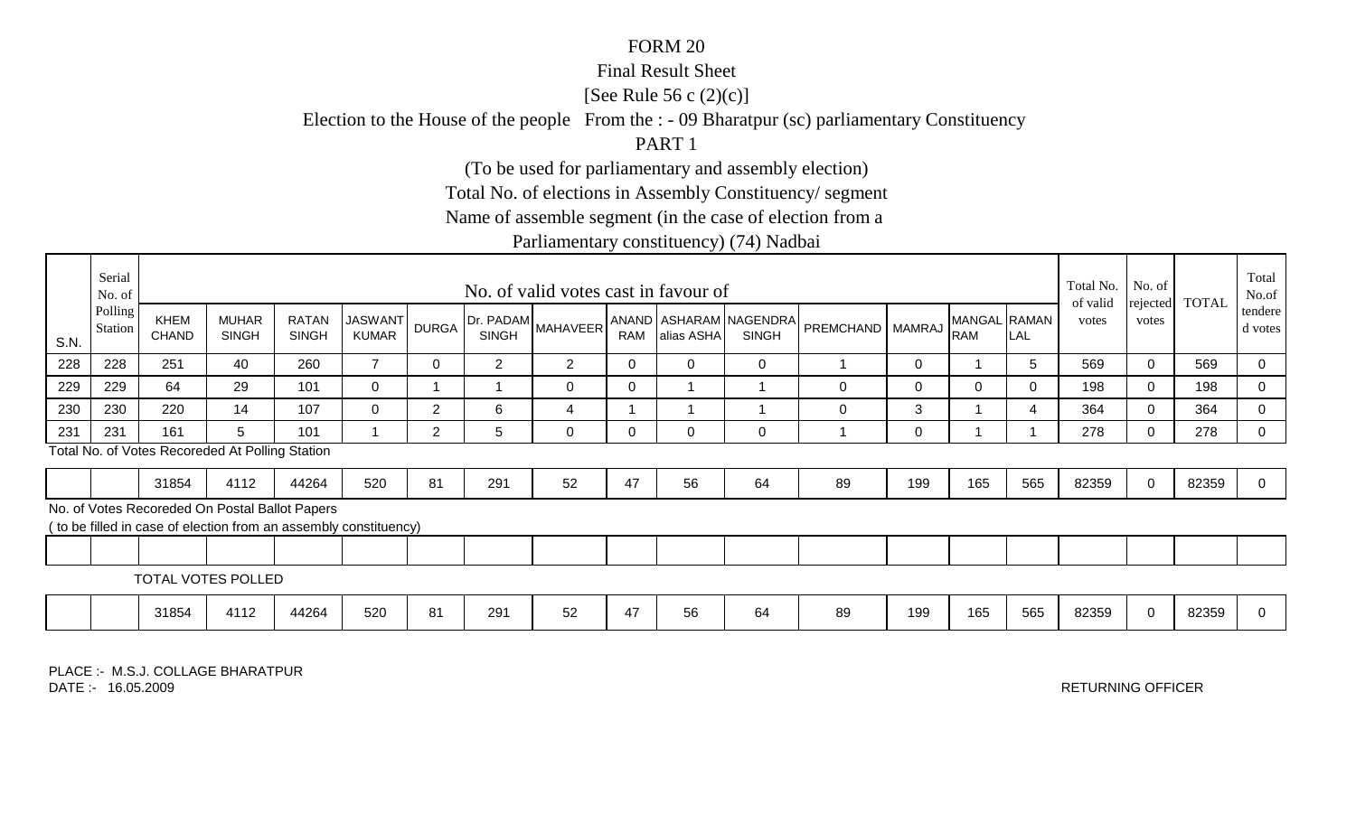FORM 20

Final Result Sheet

[See Rule 56 c (2)(c)]

Election to the House of the people From the : - 09 Bharatpur (sc) parliamentary Constituency

PART 1

(To be used for parliamentary and assembly election)

Total No. of elections in Assembly Constituency/ segment

Name of assemble segment (in the case of election from a Parliamentary constituency) (74) Nadbai

| S.N. | Serial No. of Polling Station | No. of valid votes cast in favour of | | | | | | | | | | | | | | Total No. of valid votes | No. of rejected votes | TOTAL | Total No.of tendered votes |
|---|---|---|---|---|---|---|---|---|---|---|---|---|---|---|---|---|---|---|---|
| | | KHEM CHAND | MUHAR SINGH | RATAN SINGH | JASWANT KUMAR | DURGA | Dr. PADAM SINGH | MAHAVEER | ANAND RAM | ASHARAM alias ASHA | NAGENDRA SINGH | PREMCHAND | MAMRAJ | MANGAL RAM | RAMAN LAL | | | | |
| 228 | 228 | 251 | 40 | 260 | 7 | 0 | 2 | 2 | 0 | 0 | 0 | 1 | 0 | 1 | 5 | 569 | 0 | 569 | 0 |
| 229 | 229 | 64 | 29 | 101 | 0 | 1 | 1 | 0 | 0 | 1 | 1 | 0 | 0 | 0 | 0 | 198 | 0 | 198 | 0 |
| 230 | 230 | 220 | 14 | 107 | 0 | 2 | 6 | 4 | 1 | 1 | 1 | 0 | 3 | 1 | 4 | 364 | 0 | 364 | 0 |
| 231 | 231 | 161 | 5 | 101 | 1 | 2 | 5 | 0 | 0 | 0 | 0 | 1 | 0 | 1 | 1 | 278 | 0 | 278 | 0 |
| Total No. of Votes Recoreded At Polling Station | | | | | | | | | | | | | | | | | | | |
| | | 31854 | 4112 | 44264 | 520 | 81 | 291 | 52 | 47 | 56 | 64 | 89 | 199 | 165 | 565 | 82359 | 0 | 82359 | 0 |
| No. of Votes Recoreded On Postal Ballot Papers ( to be filled in case of election from an assembly constituency) | | | | | | | | | | | | | | | | | | | |
| | | | | | | | | | | | | | | | | | | | |
| TOTAL VOTES POLLED | | | | | | | | | | | | | | | | | | | |
| | | 31854 | 4112 | 44264 | 520 | 81 | 291 | 52 | 47 | 56 | 64 | 89 | 199 | 165 | 565 | 82359 | 0 | 82359 | 0 |

PLACE :- M.S.J. COLLAGE BHARATPUR

DATE :- 16.05.2009

RETURNING OFFICER